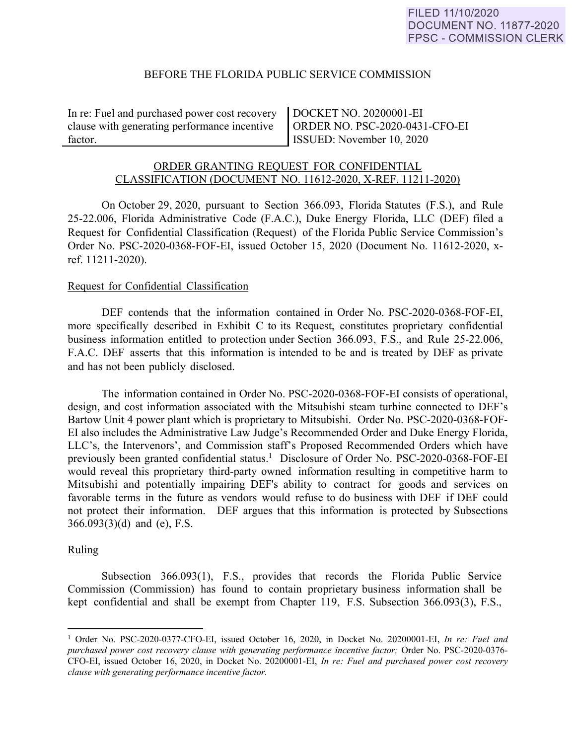FILED 11/10/2020
DOCUMENT NO. 11877-2020
FPSC - COMMISSION CLERK

BEFORE THE FLORIDA PUBLIC SERVICE COMMISSION

| In re: Fuel and purchased power cost recovery clause with generating performance incentive factor. | DOCKET NO. 20200001-EI<br>ORDER NO. PSC-2020-0431-CFO-EI<br>ISSUED: November 10, 2020 |
|---|---|

## ORDER GRANTING REQUEST FOR CONFIDENTIAL CLASSIFICATION (DOCUMENT NO. 11612-2020, X-REF. 11211-2020)

On October 29, 2020, pursuant to Section 366.093, Florida Statutes (F.S.), and Rule 25-22.006, Florida Administrative Code (F.A.C.), Duke Energy Florida, LLC (DEF) filed a Request for Confidential Classification (Request) of the Florida Public Service Commission's Order No. PSC-2020-0368-FOF-EI, issued October 15, 2020 (Document No. 11612-2020, x-ref. 11211-2020).

### Request for Confidential Classification

DEF contends that the information contained in Order No. PSC-2020-0368-FOF-EI, more specifically described in Exhibit C to its Request, constitutes proprietary confidential business information entitled to protection under Section 366.093, F.S., and Rule 25-22.006, F.A.C. DEF asserts that this information is intended to be and is treated by DEF as private and has not been publicly disclosed.

The information contained in Order No. PSC-2020-0368-FOF-EI consists of operational, design, and cost information associated with the Mitsubishi steam turbine connected to DEF's Bartow Unit 4 power plant which is proprietary to Mitsubishi. Order No. PSC-2020-0368-FOF-EI also includes the Administrative Law Judge's Recommended Order and Duke Energy Florida, LLC's, the Intervenors', and Commission staff's Proposed Recommended Orders which have previously been granted confidential status.[1] Disclosure of Order No. PSC-2020-0368-FOF-EI would reveal this proprietary third-party owned information resulting in competitive harm to Mitsubishi and potentially impairing DEF's ability to contract for goods and services on favorable terms in the future as vendors would refuse to do business with DEF if DEF could not protect their information. DEF argues that this information is protected by Subsections 366.093(3)(d) and (e), F.S.

### Ruling

Subsection 366.093(1), F.S., provides that records the Florida Public Service Commission (Commission) has found to contain proprietary business information shall be kept confidential and shall be exempt from Chapter 119, F.S. Subsection 366.093(3), F.S.,

[1] Order No. PSC-2020-0377-CFO-EI, issued October 16, 2020, in Docket No. 20200001-EI, *In re: Fuel and purchased power cost recovery clause with generating performance incentive factor;* Order No. PSC-2020-0376-CFO-EI, issued October 16, 2020, in Docket No. 20200001-EI, *In re: Fuel and purchased power cost recovery clause with generating performance incentive factor.*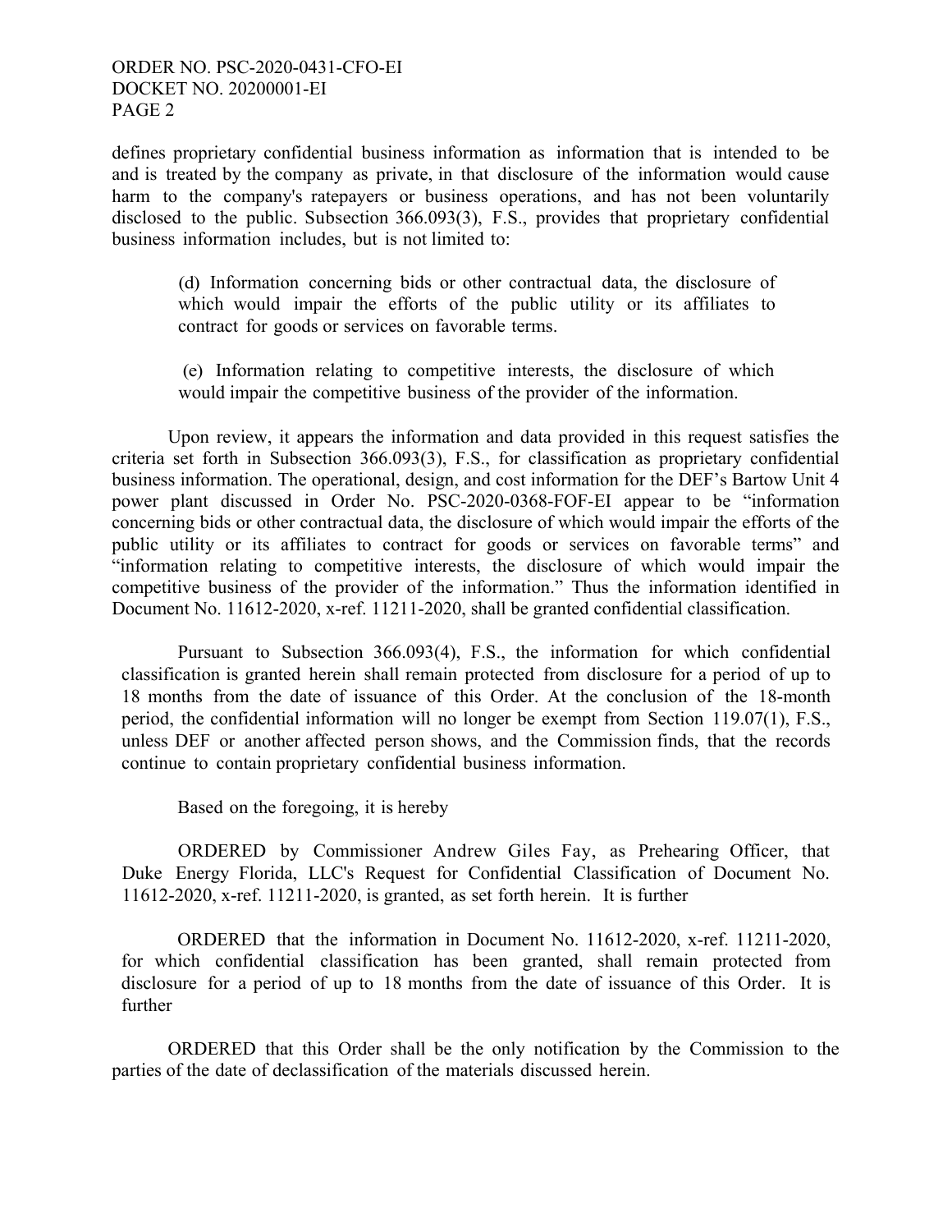defines proprietary confidential business information as information that is intended to be and is treated by the company as private, in that disclosure of the information would cause harm to the company's ratepayers or business operations, and has not been voluntarily disclosed to the public. Subsection 366.093(3), F.S., provides that proprietary confidential business information includes, but is not limited to:

> (d) Information concerning bids or other contractual data, the disclosure of which would impair the efforts of the public utility or its affiliates to contract for goods or services on favorable terms.
>
> (e) Information relating to competitive interests, the disclosure of which would impair the competitive business of the provider of the information.

Upon review, it appears the information and data provided in this request satisfies the criteria set forth in Subsection 366.093(3), F.S., for classification as proprietary confidential business information. The operational, design, and cost information for the DEF's Bartow Unit 4 power plant discussed in Order No. PSC-2020-0368-FOF-EI appear to be "information concerning bids or other contractual data, the disclosure of which would impair the efforts of the public utility or its affiliates to contract for goods or services on favorable terms" and "information relating to competitive interests, the disclosure of which would impair the competitive business of the provider of the information." Thus the information identified in Document No. 11612-2020, x-ref. 11211-2020, shall be granted confidential classification.

Pursuant to Subsection 366.093(4), F.S., the information for which confidential classification is granted herein shall remain protected from disclosure for a period of up to 18 months from the date of issuance of this Order. At the conclusion of the 18-month period, the confidential information will no longer be exempt from Section 119.07(1), F.S., unless DEF or another affected person shows, and the Commission finds, that the records continue to contain proprietary confidential business information.

Based on the foregoing, it is hereby

ORDERED by Commissioner Andrew Giles Fay, as Prehearing Officer, that Duke Energy Florida, LLC's Request for Confidential Classification of Document No. 11612-2020, x-ref. 11211-2020, is granted, as set forth herein. It is further

ORDERED that the information in Document No. 11612-2020, x-ref. 11211-2020, for which confidential classification has been granted, shall remain protected from disclosure for a period of up to 18 months from the date of issuance of this Order. It is further

ORDERED that this Order shall be the only notification by the Commission to the parties of the date of declassification of the materials discussed herein.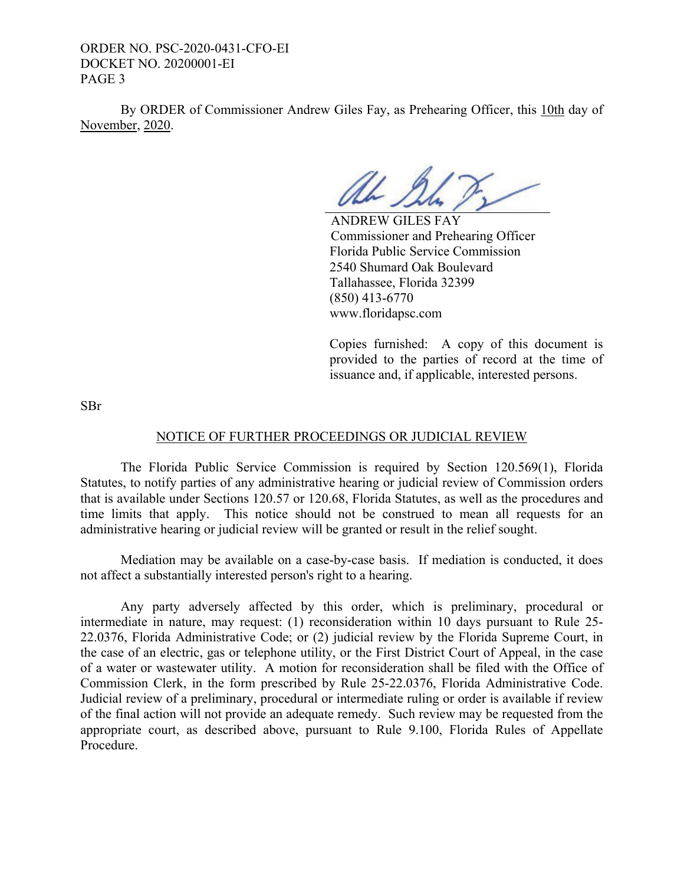By ORDER of Commissioner Andrew Giles Fay, as Prehearing Officer, this 10th day of November, 2020.

ANDREW GILES FAY
Commissioner and Prehearing Officer
Florida Public Service Commission
2540 Shumard Oak Boulevard
Tallahassee, Florida 32399
(850) 413-6770
www.floridapsc.com

Copies furnished: A copy of this document is provided to the parties of record at the time of issuance and, if applicable, interested persons.

SBr

## NOTICE OF FURTHER PROCEEDINGS OR JUDICIAL REVIEW

The Florida Public Service Commission is required by Section 120.569(1), Florida Statutes, to notify parties of any administrative hearing or judicial review of Commission orders that is available under Sections 120.57 or 120.68, Florida Statutes, as well as the procedures and time limits that apply. This notice should not be construed to mean all requests for an administrative hearing or judicial review will be granted or result in the relief sought.

Mediation may be available on a case-by-case basis. If mediation is conducted, it does not affect a substantially interested person's right to a hearing.

Any party adversely affected by this order, which is preliminary, procedural or intermediate in nature, may request: (1) reconsideration within 10 days pursuant to Rule 25-22.0376, Florida Administrative Code; or (2) judicial review by the Florida Supreme Court, in the case of an electric, gas or telephone utility, or the First District Court of Appeal, in the case of a water or wastewater utility. A motion for reconsideration shall be filed with the Office of Commission Clerk, in the form prescribed by Rule 25-22.0376, Florida Administrative Code. Judicial review of a preliminary, procedural or intermediate ruling or order is available if review of the final action will not provide an adequate remedy. Such review may be requested from the appropriate court, as described above, pursuant to Rule 9.100, Florida Rules of Appellate Procedure.